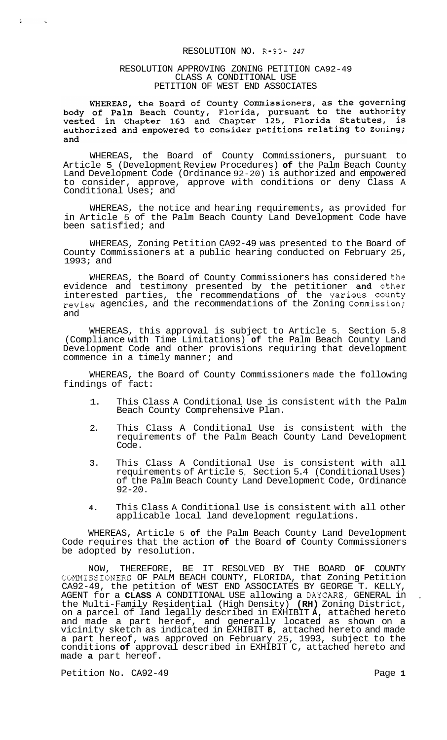# RESOLUTION NO. R-93- 247

## RESOLUTION APPROVING ZONING PETITION CA92-49 CLASS A CONDITIONAL USE PETITION OF WEST END ASSOCIATES

WHEREAS, the Board of County Commissioners, as the governing body of Palm Beach County, Florida, pursuant to the authority vested in Chapter 163 and Chapter 125, Florida Statutes, is authorized and empowered to consider petitions relating to zoning; and

WHEREAS, the Board of County Commissioners, pursuant to Article 5 (Development Review Procedures) of the Palm Beach County Land Development Code (Ordinance 92-20) is authorized and empowered to consider, approve, approve with conditions or deny Class A Conditional Uses; and

WHEREAS, the notice and hearing requirements, as provided for in Article 5 of the Palm Beach County Land Development Code have been satisfied; and

WHEREAS, Zoning Petition CA92-49 was presented to the Board of County Commissioners at a public hearing conducted on February 25, 1993; and

WHEREAS, the Board of County Commissioners has considered the evidence and testimony presented by the petitioner and other interested parties, the recommendations of the various county review agencies, and the recommendations of the Zoning Commission; and

WHEREAS, this approval is subject to Article 5, Section 5.8 (Compliance with Time Limitations) of the Palm Beach County Land Development Code and other provisions requiring that development commence in a timely manner; and

WHEREAS, the Board of County Commissioners made the following findings of fact:

1. This Class A Conditional Use is consistent with the Palm Beach County Comprehensive Plan.
2. This Class A Conditional Use is consistent with the requirements of the Palm Beach County Land Development Code.
3. This Class A Conditional Use is consistent with all requirements of Article 5, Section 5.4 (Conditional Uses) of the Palm Beach County Land Development Code, Ordinance 92-20.
4. This Class A Conditional Use is consistent with all other applicable local land development regulations.

WHEREAS, Article 5 of the Palm Beach County Land Development Code requires that the action of the Board of County Commissioners be adopted by resolution.

NOW, THEREFORE, BE IT RESOLVED BY THE BOARD OF COUNTY COMMISSIONERS OF PALM BEACH COUNTY, FLORIDA, that Zoning Petition CA92-49, the petition of WEST END ASSOCIATES BY GEORGE T. KELLY, AGENT for a **CLASS** A CONDITIONAL USE allowing a DAYCARE, GENERAL in the Multi-Family Residential (High Density) **(RH)** Zoning District, on a parcel of land legally described in EXHIBIT **A**, attached hereto and made a part hereof, and generally located as shown on a vicinity sketch as indicated in EXHIBIT **B**, attached hereto and made a part hereof, was approved on February 25, 1993, subject to the conditions of approval described in EXHIBIT C, attached hereto and made a part hereof.

Petition No. CA92-49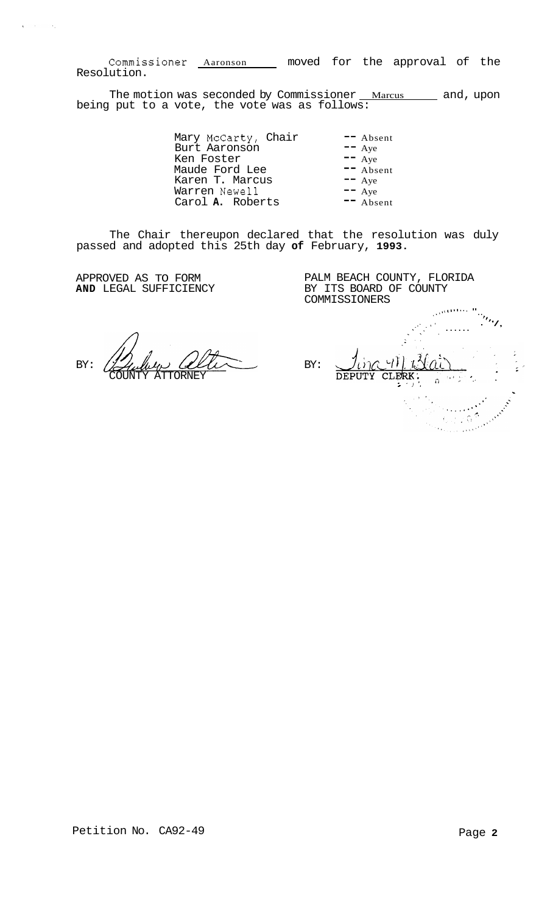Commissioner Aaronson moved for the approval of the Resolution.

The motion was seconded by Commissioner Marcus and, upon being put to a vote, the vote was as follows:

| | |
|---|---|
| Mary McCarty, Chair | -- Absent |
| Burt Aaronson | -- Aye |
| Ken Foster | -- Aye |
| Maude Ford Lee | -- Absent |
| Karen T. Marcus | -- Aye |
| Warren Newell | -- Aye |
| Carol A. Roberts | -- Absent |

The Chair thereupon declared that the resolution was duly passed and adopted this 25th day of February, 1993.

APPROVED AS TO FORM AND LEGAL SUFFICIENCY

BY: COUNTY ATTORNEY

PALM BEACH COUNTY, FLORIDA BY ITS BOARD OF COUNTY COMMISSIONERS

BY: DEPUTY CLERK

Petition No. CA92-49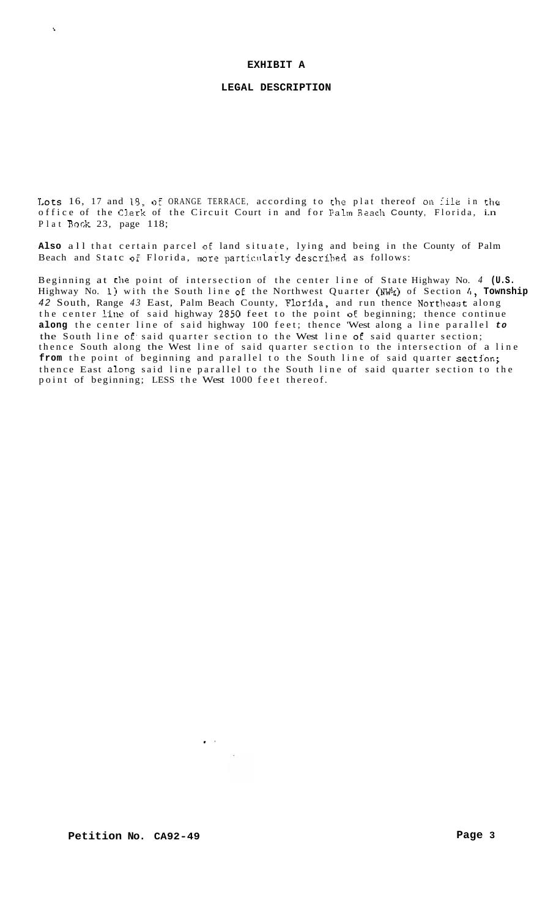# EXHIBIT A

## LEGAL DESCRIPTION

Lots 16, 17 and 18, of ORANGE TERRACE, according to the plat thereof on file in the office of the Clerk of the Circuit Court in and for Palm Beach County, Florida, in Plat Book 23, page 118;

**Also** all that certain parcel of land situate, lying and being in the County of Palm Beach and State of Florida, more particularly described as follows:

Beginning at the point of intersection of the center line of State Highway No. *4* **(U.S.** Highway No. 1) with the South line of the Northwest Quarter (NW¼) of Section 4, **Township** *42* South, Range *43* East, Palm Beach County, Florida, and run thence Northeast along the center line of said highway 2850 feet to the point of beginning; thence continue **along** the center line of said highway 100 feet; thence West along a line parallel ***to*** the South line of said quarter section to the West line of said quarter section; thence South along the West line of said quarter section to the intersection of a line **from** the point of beginning and parallel to the South line of said quarter section; thence East along said line parallel to the South line of said quarter section to the point of beginning; LESS the West 1000 feet thereof.

**Petition No. CA92-49**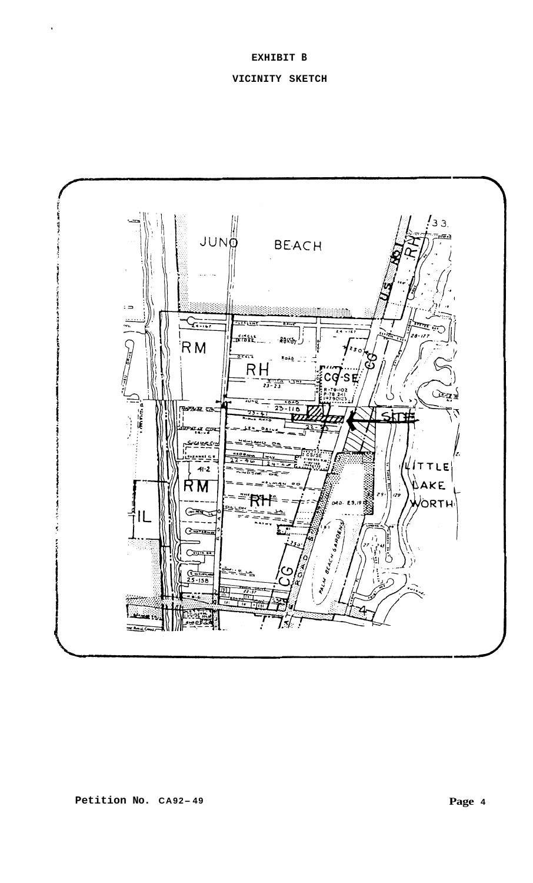# EXHIBIT B

## VICINITY SKETCH

Petition No. CA92-49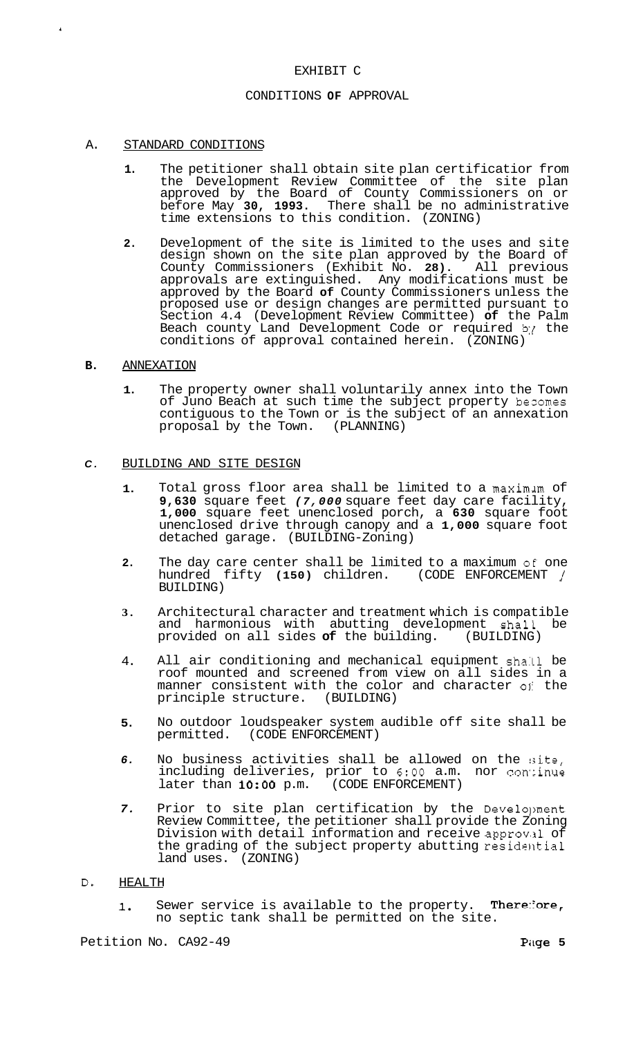# EXHIBIT C

## CONDITIONS OF APPROVAL

A. STANDARD CONDITIONS

1. The petitioner shall obtain site plan certificatior from the Development Review Committee of the site plan approved by the Board of County Commissioners on or before May **30, 1993**. There shall be no administrative time extensions to this condition. (ZONING)

2. Development of the site is limited to the uses and site design shown on the site plan approved by the Board of County Commissioners (Exhibit No. **28)**. All previous approvals are extinguished. Any modifications must be approved by the Board **of** County Commissioners unless the proposed use or design changes are permitted pursuant to Section 4.4 (Development Review Committee) **of** the Palm Beach county Land Development Code or required by the conditions of approval contained herein. (ZONING)

**B.** ANNEXATION

1. The property owner shall voluntarily annex into the Town of Juno Beach at such time the subject property becomes contiguous to the Town or is the subject of an annexation proposal by the Town. (PLANNING)

*C.* BUILDING AND SITE DESIGN

1. Total gross floor area shall be limited to a maximum of **9,630** square feet *(7,000* square feet day care facility, **1,000** square feet unenclosed porch, a **630** square foot unenclosed drive through canopy and a **1,000** square foot detached garage. (BUILDING-Zoning)

2. The day care center shall be limited to a maximum of one hundred fifty **(150)** children. (CODE ENFORCEMENT / BUILDING)

3. Architectural character and treatment which is compatible and harmonious with abutting development shall be provided on all sides **of** the building. (BUILDING)

4. All air conditioning and mechanical equipment shall be roof mounted and screened from view on all sides in a manner consistent with the color and character of the principle structure. (BUILDING)

5. No outdoor loudspeaker system audible off site shall be permitted. (CODE ENFORCEMENT)

6. No business activities shall be allowed on the site, including deliveries, prior to 6:00 a.m. nor continue later than **10:00** p.m. (CODE ENFORCEMENT)

7. Prior to site plan certification by the Development Review Committee, the petitioner shall provide the Zoning Division with detail information and receive approval of the grading of the subject property abutting residential land uses. (ZONING)

D. HEALTH

1. Sewer service is available to the property. **Therefore,** no septic tank shall be permitted on the site.

Petition No. CA92-49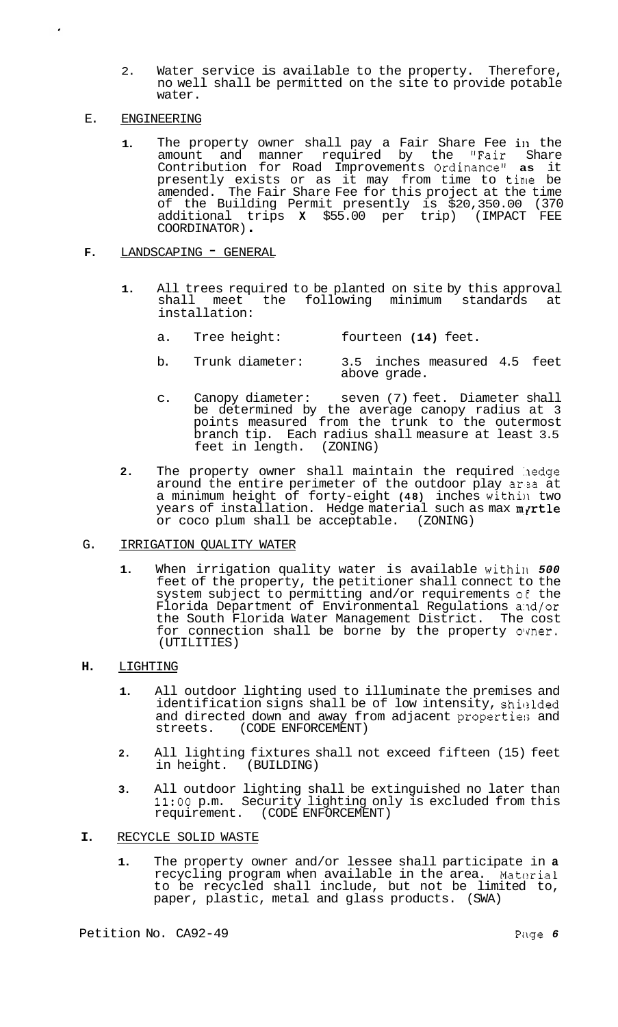2. Water service is available to the property. Therefore, no well shall be permitted on the site to provide potable water.

E. ENGINEERING

1. The property owner shall pay a Fair Share Fee in the amount and manner required by the "Fair Share Contribution for Road Improvements Ordinance" as it presently exists or as it may from time to time be amended. The Fair Share Fee for this project at the time of the Building Permit presently is $20,350.00 (370 additional trips X $55.00 per trip) (IMPACT FEE COORDINATOR).

F. LANDSCAPING - GENERAL

1. All trees required to be planted on site by this approval shall meet the following minimum standards at installation:

   a. Tree height: fourteen (14) feet.

   b. Trunk diameter: 3.5 inches measured 4.5 feet above grade.

   c. Canopy diameter: seven (7) feet. Diameter shall be determined by the average canopy radius at 3 points measured from the trunk to the outermost branch tip. Each radius shall measure at least 3.5 feet in length. (ZONING)

2. The property owner shall maintain the required hedge around the entire perimeter of the outdoor play area at a minimum height of forty-eight (48) inches within two years of installation. Hedge material such as max myrtle or coco plum shall be acceptable. (ZONING)

G. IRRIGATION QUALITY WATER

1. When irrigation quality water is available within 500 feet of the property, the petitioner shall connect to the system subject to permitting and/or requirements of the Florida Department of Environmental Regulations and/or the South Florida Water Management District. The cost for connection shall be borne by the property owner. (UTILITIES)

H. LIGHTING

1. All outdoor lighting used to illuminate the premises and identification signs shall be of low intensity, shielded and directed down and away from adjacent properties and streets. (CODE ENFORCEMENT)

2. All lighting fixtures shall not exceed fifteen (15) feet in height. (BUILDING)

3. All outdoor lighting shall be extinguished no later than 11:00 p.m. Security lighting only is excluded from this requirement. (CODE ENFORCEMENT)

I. RECYCLE SOLID WASTE

1. The property owner and/or lessee shall participate in a recycling program when available in the area. Material to be recycled shall include, but not be limited to, paper, plastic, metal and glass products. (SWA)

Petition No. CA92-49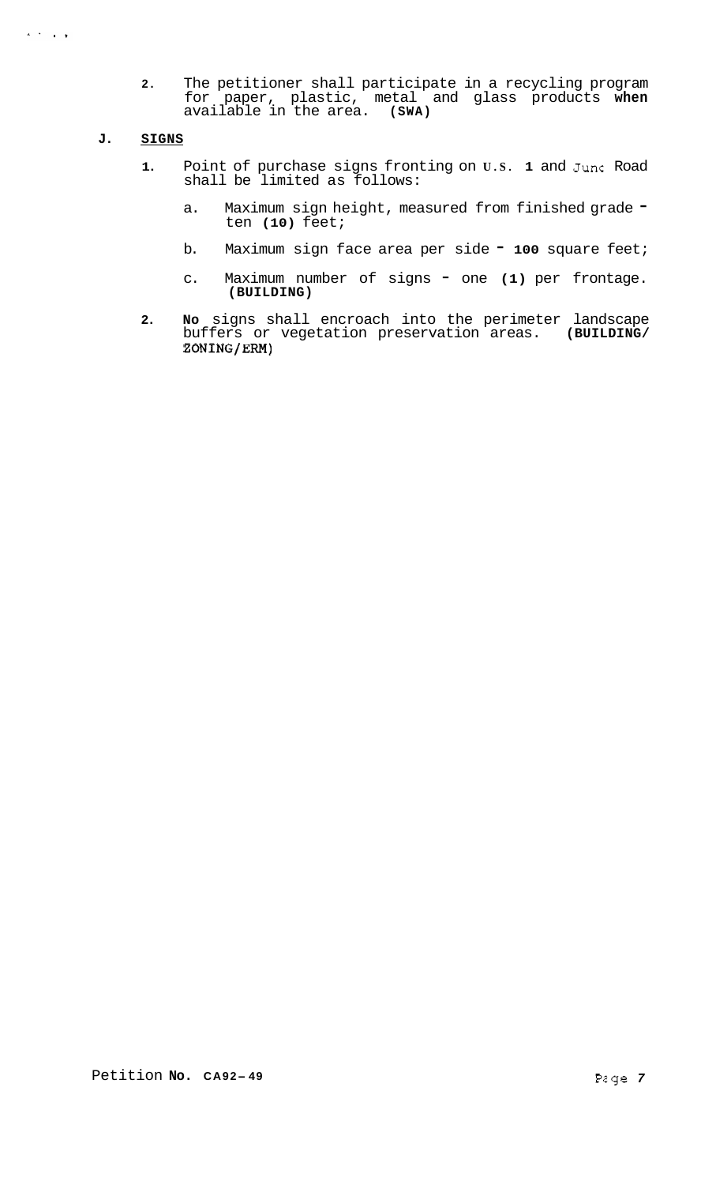2. The petitioner shall participate in a recycling program for paper, plastic, metal and glass products **when** available in the area. **(SWA)**

**J. <u>SIGNS</u>**

1. Point of purchase signs fronting on U.S. 1 and Juno Road shall be limited as follows:

   a. Maximum sign height, measured from finished grade - ten (10) feet;

   b. Maximum sign face area per side - 100 square feet;

   c. Maximum number of signs - one (1) per frontage. **(BUILDING)**

2. No signs shall encroach into the perimeter landscape buffers or vegetation preservation areas. **(BUILDING/ ZONING/ERM)**

Petition No. CA92-49